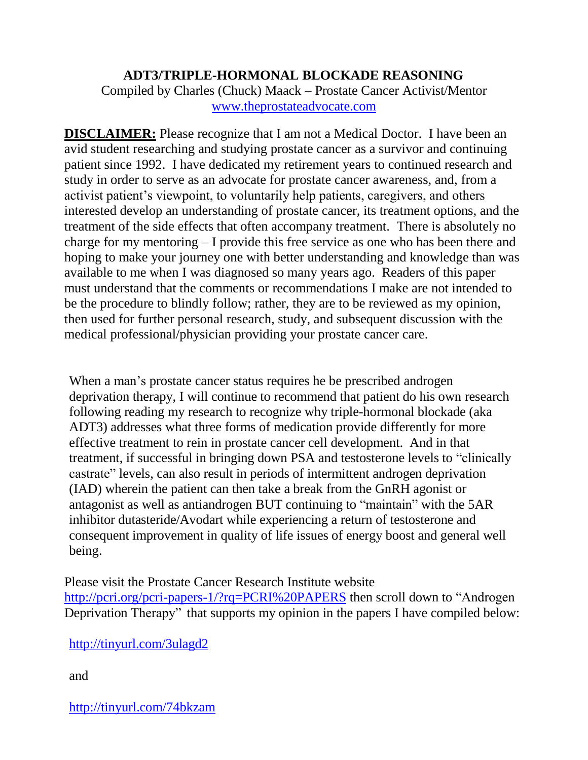# ADT3/TRIPLE-HORMONAL BLOCKADE REASONING

Compiled by Charles (Chuck) Maack – Prostate Cancer Activist/Mentor
www.theprostateadvocate.com

**DISCLAIMER:** Please recognize that I am not a Medical Doctor. I have been an avid student researching and studying prostate cancer as a survivor and continuing patient since 1992. I have dedicated my retirement years to continued research and study in order to serve as an advocate for prostate cancer awareness, and, from a activist patient's viewpoint, to voluntarily help patients, caregivers, and others interested develop an understanding of prostate cancer, its treatment options, and the treatment of the side effects that often accompany treatment. There is absolutely no charge for my mentoring – I provide this free service as one who has been there and hoping to make your journey one with better understanding and knowledge than was available to me when I was diagnosed so many years ago. Readers of this paper must understand that the comments or recommendations I make are not intended to be the procedure to blindly follow; rather, they are to be reviewed as my opinion, then used for further personal research, study, and subsequent discussion with the medical professional/physician providing your prostate cancer care.

When a man's prostate cancer status requires he be prescribed androgen deprivation therapy, I will continue to recommend that patient do his own research following reading my research to recognize why triple-hormonal blockade (aka ADT3) addresses what three forms of medication provide differently for more effective treatment to rein in prostate cancer cell development. And in that treatment, if successful in bringing down PSA and testosterone levels to "clinically castrate" levels, can also result in periods of intermittent androgen deprivation (IAD) wherein the patient can then take a break from the GnRH agonist or antagonist as well as antiandrogen BUT continuing to "maintain" with the 5AR inhibitor dutasteride/Avodart while experiencing a return of testosterone and consequent improvement in quality of life issues of energy boost and general well being.

Please visit the Prostate Cancer Research Institute website http://pcri.org/pcri-papers-1/?rq=PCRI%20PAPERS then scroll down to "Androgen Deprivation Therapy" that supports my opinion in the papers I have compiled below:

http://tinyurl.com/3ulagd2

and

http://tinyurl.com/74bkzam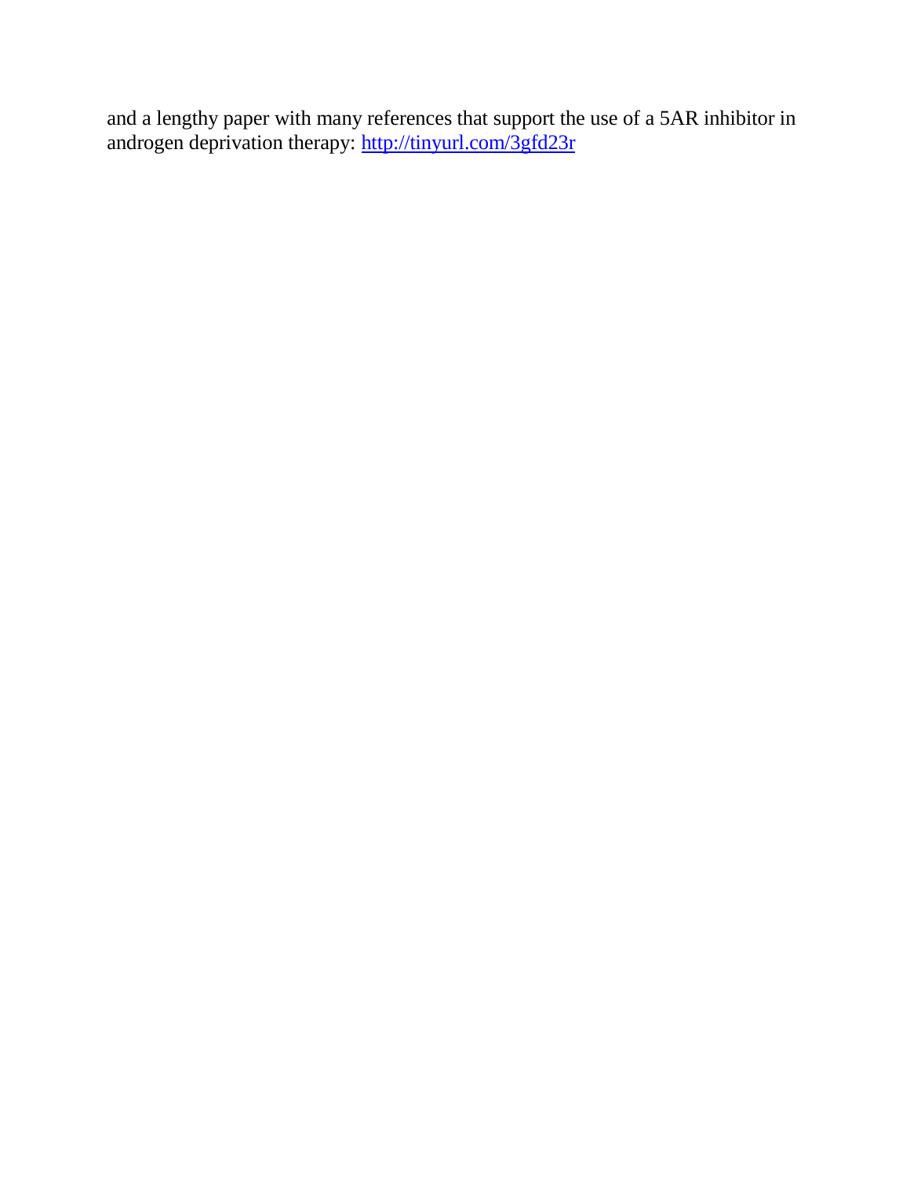and a lengthy paper with many references that support the use of a 5AR inhibitor in androgen deprivation therapy: [http://tinyurl.com/3gfd23r](http://tinyurl.com/3gfd23r)